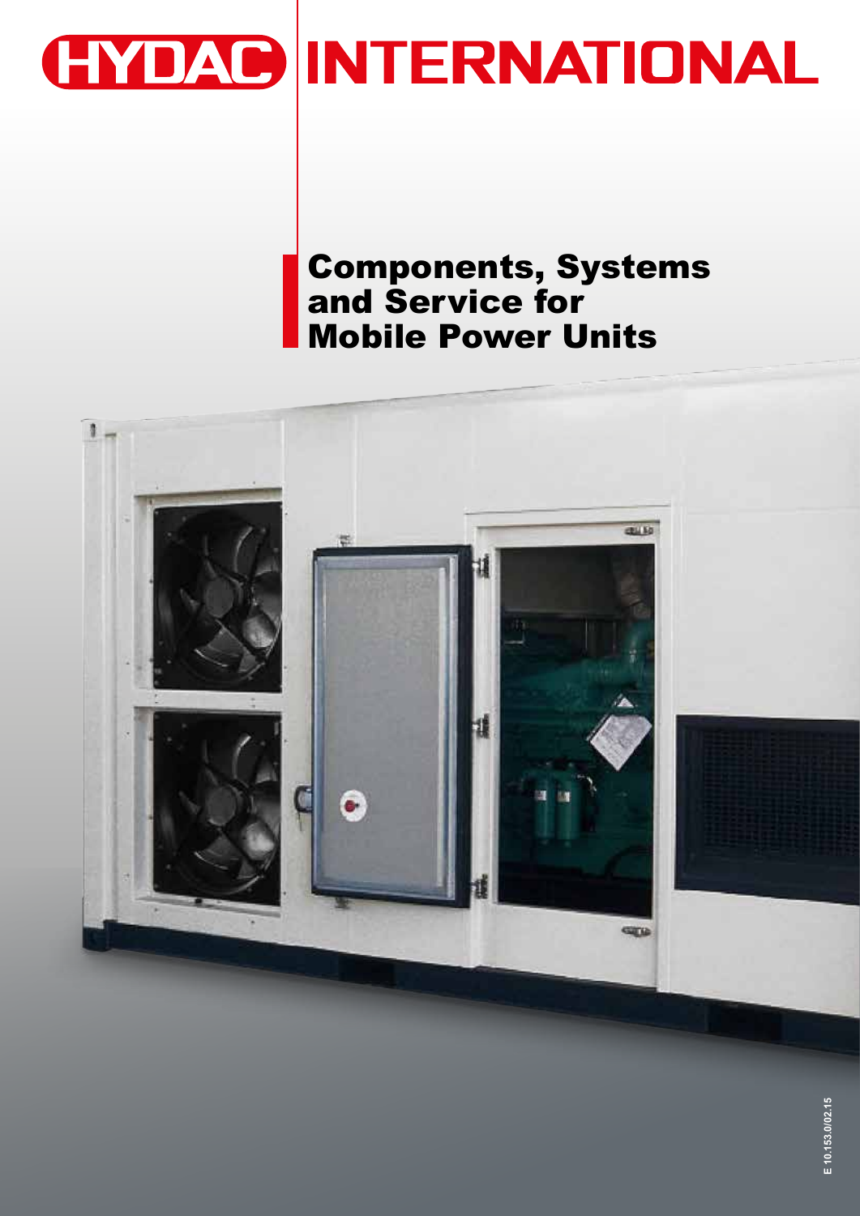# HYDAC INTERNATIONAL

## Components, Systems and Service for Mobile Power Units

E 10.153.0/02.15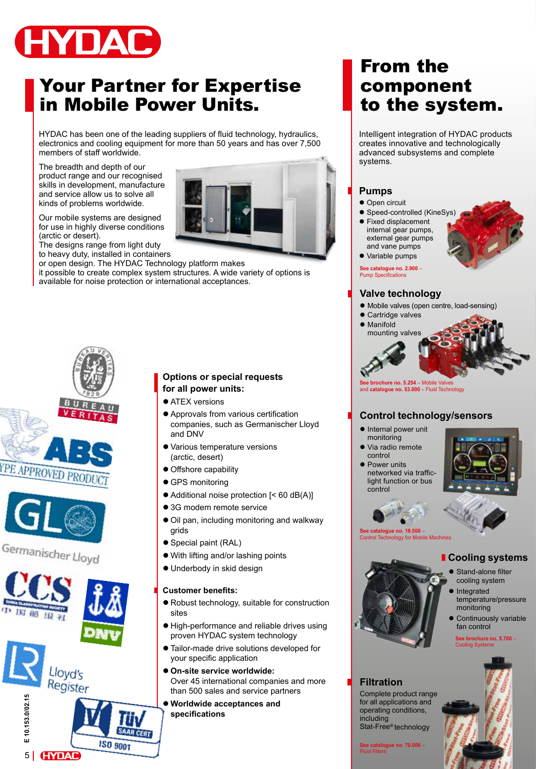# Your Partner for Expertise in Mobile Power Units.

HYDAC has been one of the leading suppliers of fluid technology, hydraulics, electronics and cooling equipment for more than 50 years and has over 7,500 members of staff worldwide.

The breadth and depth of our product range and our recognised skills in development, manufacture and service allow us to solve all kinds of problems worldwide.

Our mobile systems are designed for use in highly diverse conditions (arctic or desert).
The designs range from light duty to heavy duty, installed in containers or open design. The HYDAC Technology platform makes it possible to create complex system structures. A wide variety of options is available for noise protection or international acceptances.

## Options or special requests for all power units:

- ATEX versions
- Approvals from various certification companies, such as Germanischer Lloyd and DNV
- Various temperature versions (arctic, desert)
- Offshore capability
- GPS monitoring
- Additional noise protection [< 60 dB(A)]
- 3G modem remote service
- Oil pan, including monitoring and walkway grids
- Special paint (RAL)
- With lifting and/or lashing points
- Underbody in skid design

## Customer benefits:

- Robust technology, suitable for construction sites
- High-performance and reliable drives using proven HYDAC system technology
- Tailor-made drive solutions developed for your specific application
- **On-site service worldwide:** Over 45 international companies and more than 500 sales and service partners
- **Worldwide acceptances and specifications**

E 10.153.0/02.15

# From the component to the system.

Intelligent integration of HYDAC products creates innovative and technologically advanced subsystems and complete systems.

## Pumps

- Open circuit
- Speed-controlled (KineSys)
- Fixed displacement internal gear pumps, external gear pumps and vane pumps
- Variable pumps

See catalogue no. 2.900 – Pump Specifications

## Valve technology

- Mobile valves (open centre, load-sensing)
- Cartridge valves
- Manifold mounting valves

See brochure no. 5.254 – Mobile Valves and catalogue no. 53.000 – Fluid Technology

## Control technology/sensors

- Internal power unit monitoring
- Via radio remote control
- Power units networked via traffic-light function or bus control

See catalogue no. 18.500 – Control Technology for Mobile Machines

## Cooling systems

- Stand-alone filter cooling system
- Integrated temperature/pressure monitoring
- Continuously variable fan control

See brochure no. 5.700 – Cooling Systems

## Filtration

Complete product range for all applications and operating conditions, including Stat-Free® technology

See catalogue no. 70.000 – Fluid Filters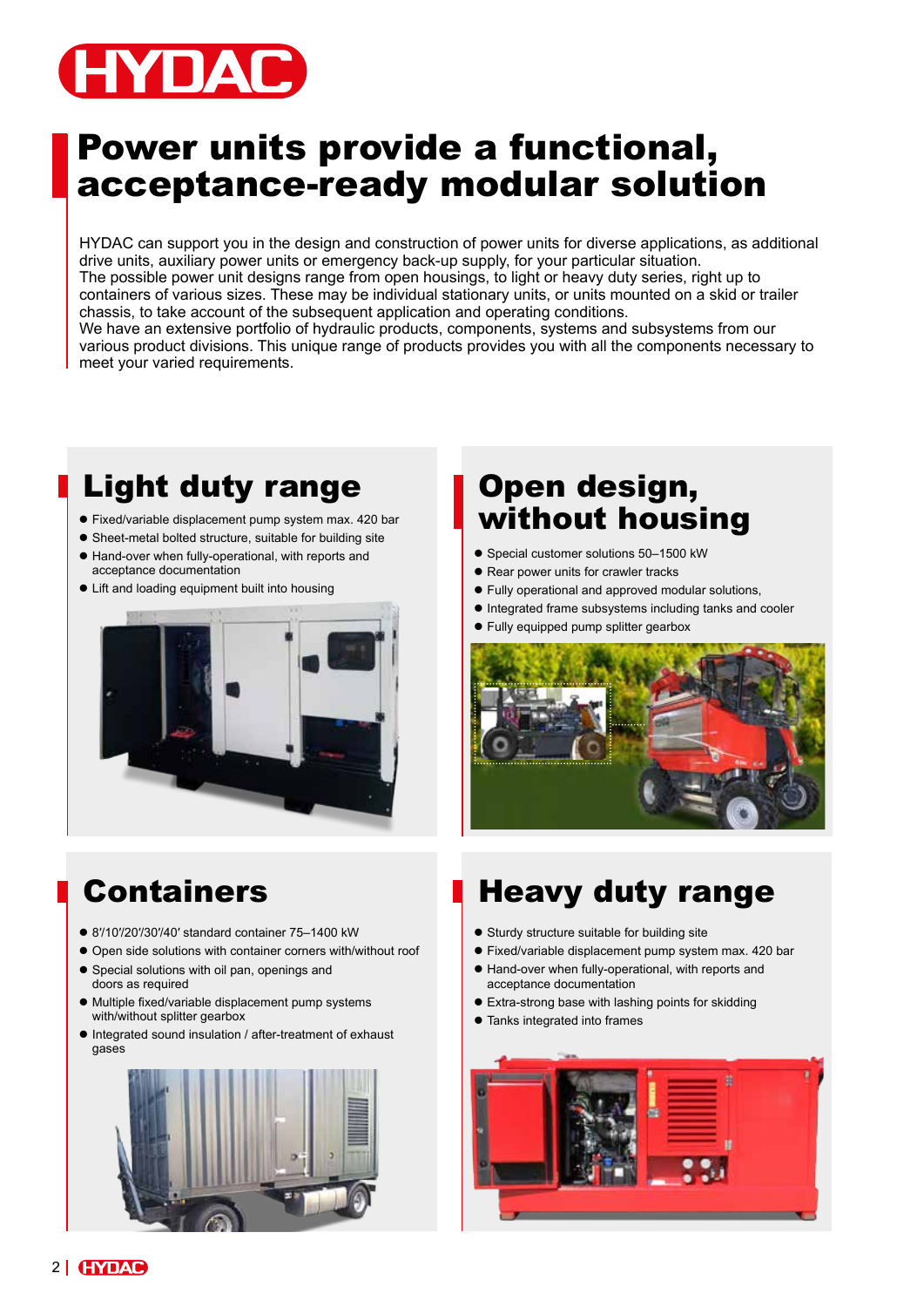# Power units provide a functional, acceptance-ready modular solution

HYDAC can support you in the design and construction of power units for diverse applications, as additional drive units, auxiliary power units or emergency back-up supply, for your particular situation.
The possible power unit designs range from open housings, to light or heavy duty series, right up to containers of various sizes. These may be individual stationary units, or units mounted on a skid or trailer chassis, to take account of the subsequent application and operating conditions.
We have an extensive portfolio of hydraulic products, components, systems and subsystems from our various product divisions. This unique range of products provides you with all the components necessary to meet your varied requirements.

## Light duty range

- Fixed/variable displacement pump system max. 420 bar
- Sheet-metal bolted structure, suitable for building site
- Hand-over when fully-operational, with reports and acceptance documentation
- Lift and loading equipment built into housing

## Open design, without housing

- Special customer solutions 50–1500 kW
- Rear power units for crawler tracks
- Fully operational and approved modular solutions,
- Integrated frame subsystems including tanks and cooler
- Fully equipped pump splitter gearbox

## Containers

- 8′/10′/20′/30′/40′ standard container 75–1400 kW
- Open side solutions with container corners with/without roof
- Special solutions with oil pan, openings and doors as required
- Multiple fixed/variable displacement pump systems with/without splitter gearbox
- Integrated sound insulation / after-treatment of exhaust gases

## Heavy duty range

- Sturdy structure suitable for building site
- Fixed/variable displacement pump system max. 420 bar
- Hand-over when fully-operational, with reports and acceptance documentation
- Extra-strong base with lashing points for skidding
- Tanks integrated into frames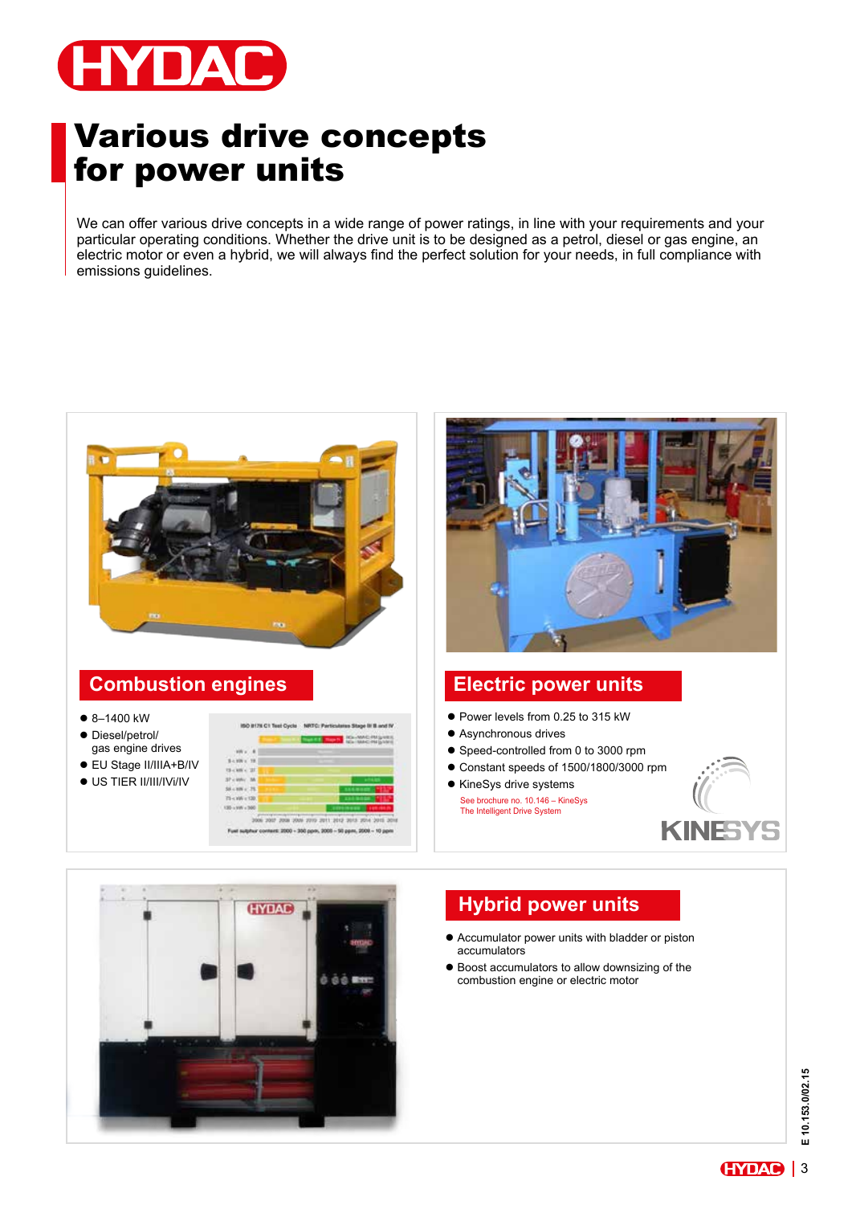# Various drive concepts for power units

We can offer various drive concepts in a wide range of power ratings, in line with your requirements and your particular operating conditions. Whether the drive unit is to be designed as a petrol, diesel or gas engine, an electric motor or even a hybrid, we will always find the perfect solution for your needs, in full compliance with emissions guidelines.

## Combustion engines

- 8–1400 kW
- Diesel/petrol/ gas engine drives
- EU Stage II/IIIA+B/IV
- US TIER II/III/IVi/IV

## Electric power units

- Power levels from 0.25 to 315 kW
- Asynchronous drives
- Speed-controlled from 0 to 3000 rpm
- Constant speeds of 1500/1800/3000 rpm
- KineSys drive systems

See brochure no. 10.146 – KineSys The Intelligent Drive System

## Hybrid power units

- Accumulator power units with bladder or piston accumulators
- Boost accumulators to allow downsizing of the combustion engine or electric motor

E 10.153.0/02.15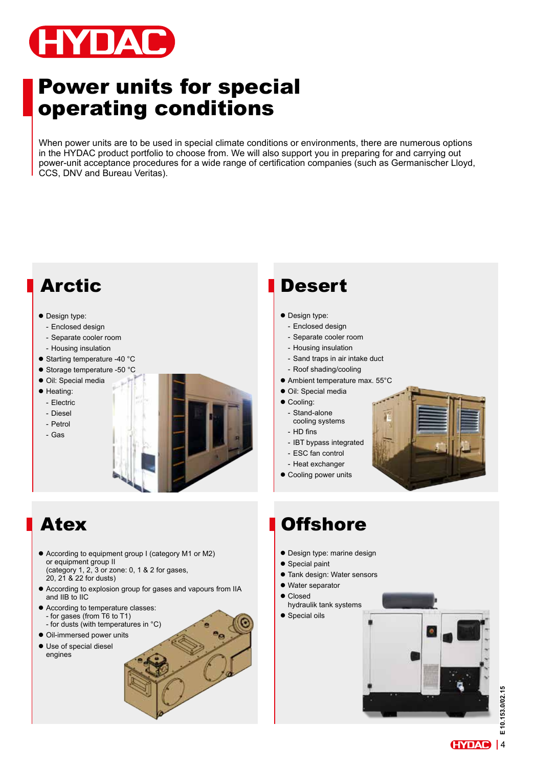# Power units for special operating conditions

When power units are to be used in special climate conditions or environments, there are numerous options in the HYDAC product portfolio to choose from. We will also support you in preparing for and carrying out power-unit acceptance procedures for a wide range of certification companies (such as Germanischer Lloyd, CCS, DNV and Bureau Veritas).

## Arctic

- Design type:
  - Enclosed design
  - Separate cooler room
  - Housing insulation
- Starting temperature -40 °C
- Storage temperature -50 °C
- Oil: Special media
- Heating:
  - Electric
  - Diesel
  - Petrol
  - Gas

## Desert

- Design type:
  - Enclosed design
  - Separate cooler room
  - Housing insulation
  - Sand traps in air intake duct
  - Roof shading/cooling
- Ambient temperature max. 55°C
- Oil: Special media
- Cooling:
  - Stand-alone cooling systems
  - HD fins
  - IBT bypass integrated
  - ESC fan control
  - Heat exchanger
- Cooling power units

## Atex

- According to equipment group I (category M1 or M2) or equipment group II (category 1, 2, 3 or zone: 0, 1 & 2 for gases, 20, 21 & 22 for dusts)
- According to explosion group for gases and vapours from IIA and IIB to IIC
- According to temperature classes:
  - for gases (from T6 to T1)
  - for dusts (with temperatures in °C)
- Oil-immersed power units
- Use of special diesel engines

## Offshore

- Design type: marine design
- Special paint
- Tank design: Water sensors
- Water separator
- Closed hydraulik tank systems
- Special oils

E 10.153.0/02.15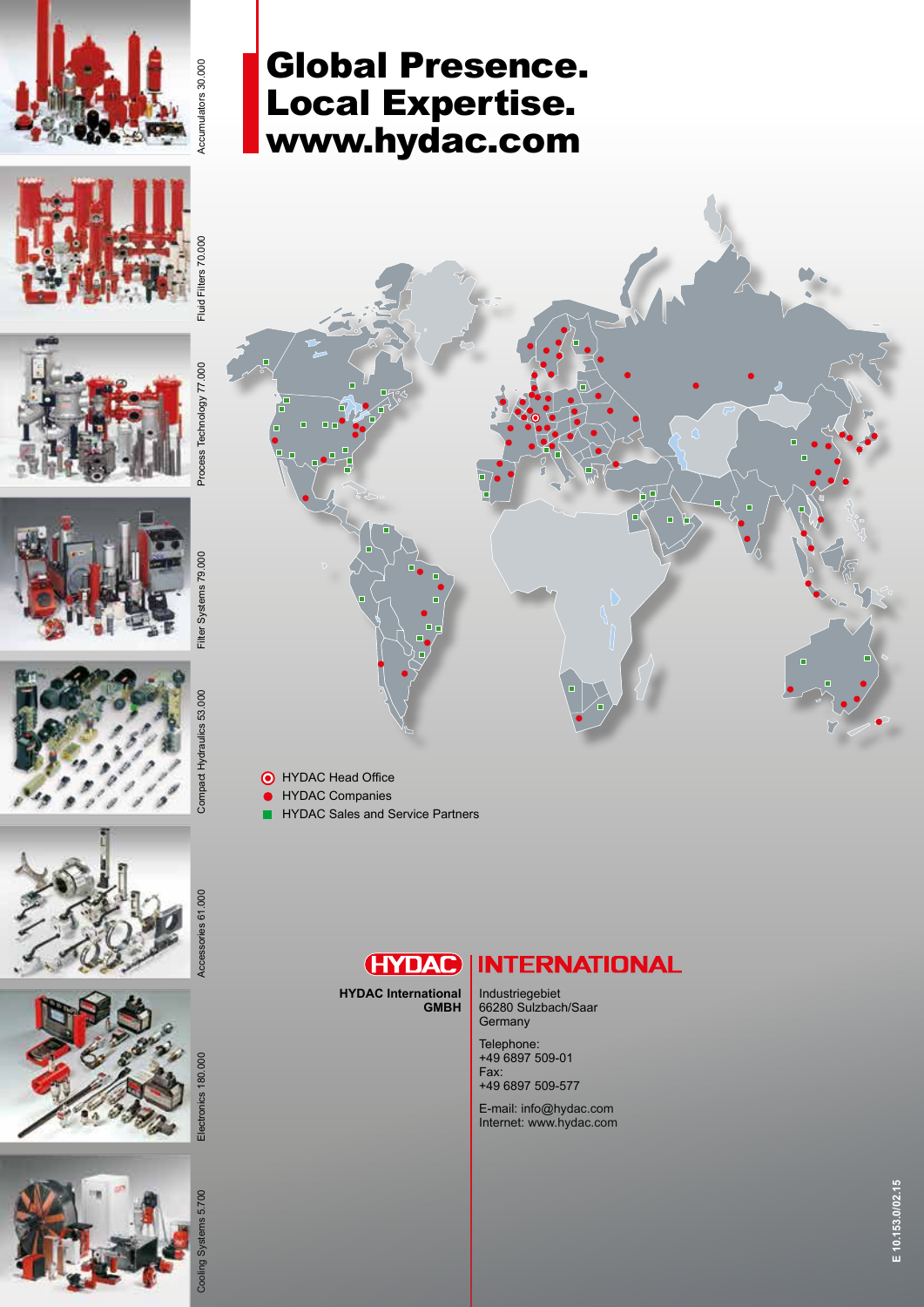Accumulators 30.000

Fluid Filters 70.000

Process Technology 77.000

Filter Systems 79.000

Compact Hydraulics 53.000

Accessories 61.000

Electronics 180.000

Cooling Systems 5.700

# Global Presence. Local Expertise. www.hydac.com

HYDAC Head Office

HYDAC Companies

HYDAC Sales and Service Partners

HYDAC INTERNATIONAL

**HYDAC International GMBH**

Industriegebiet
66280 Sulzbach/Saar
Germany

Telephone:
+49 6897 509-01
Fax:
+49 6897 509-577

E-mail: info@hydac.com
Internet: www.hydac.com

E 10.153.0/02.15